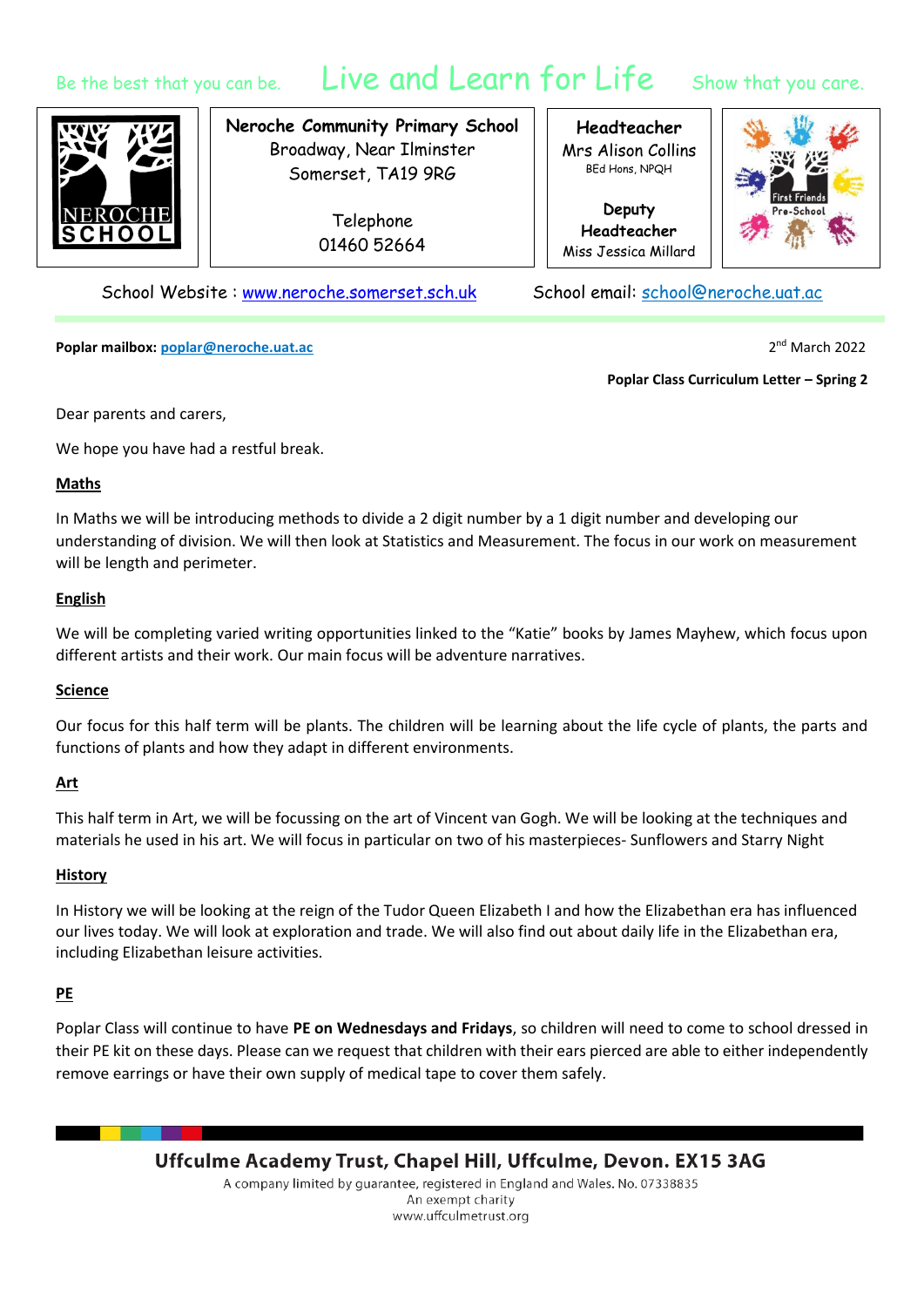Be the best that you can be. Live and Learn for Life Show that you care.

**Neroche Community Primary School**
Broadway, Near Ilminster
Somerset, TA19 9RG

Telephone
01460 52664

**Headteacher**
Mrs Alison Collins
BEd Hons, NPQH

**Deputy Headteacher**
Miss Jessica Millard

First Friends Pre-School

School Website : www.neroche.somerset.sch.uk School email: school@neroche.uat.ac

**Poplar mailbox: poplar@neroche.uat.ac**

2nd March 2022

**Poplar Class Curriculum Letter – Spring 2**

Dear parents and carers,

We hope you have had a restful break.

## Maths

In Maths we will be introducing methods to divide a 2 digit number by a 1 digit number and developing our understanding of division. We will then look at Statistics and Measurement. The focus in our work on measurement will be length and perimeter.

## English

We will be completing varied writing opportunities linked to the "Katie" books by James Mayhew, which focus upon different artists and their work. Our main focus will be adventure narratives.

## Science

Our focus for this half term will be plants. The children will be learning about the life cycle of plants, the parts and functions of plants and how they adapt in different environments.

## Art

This half term in Art, we will be focussing on the art of Vincent van Gogh. We will be looking at the techniques and materials he used in his art. We will focus in particular on two of his masterpieces- Sunflowers and Starry Night

## History

In History we will be looking at the reign of the Tudor Queen Elizabeth I and how the Elizabethan era has influenced our lives today. We will look at exploration and trade. We will also find out about daily life in the Elizabethan era, including Elizabethan leisure activities.

## PE

Poplar Class will continue to have **PE on Wednesdays and Fridays**, so children will need to come to school dressed in their PE kit on these days. Please can we request that children with their ears pierced are able to either independently remove earrings or have their own supply of medical tape to cover them safely.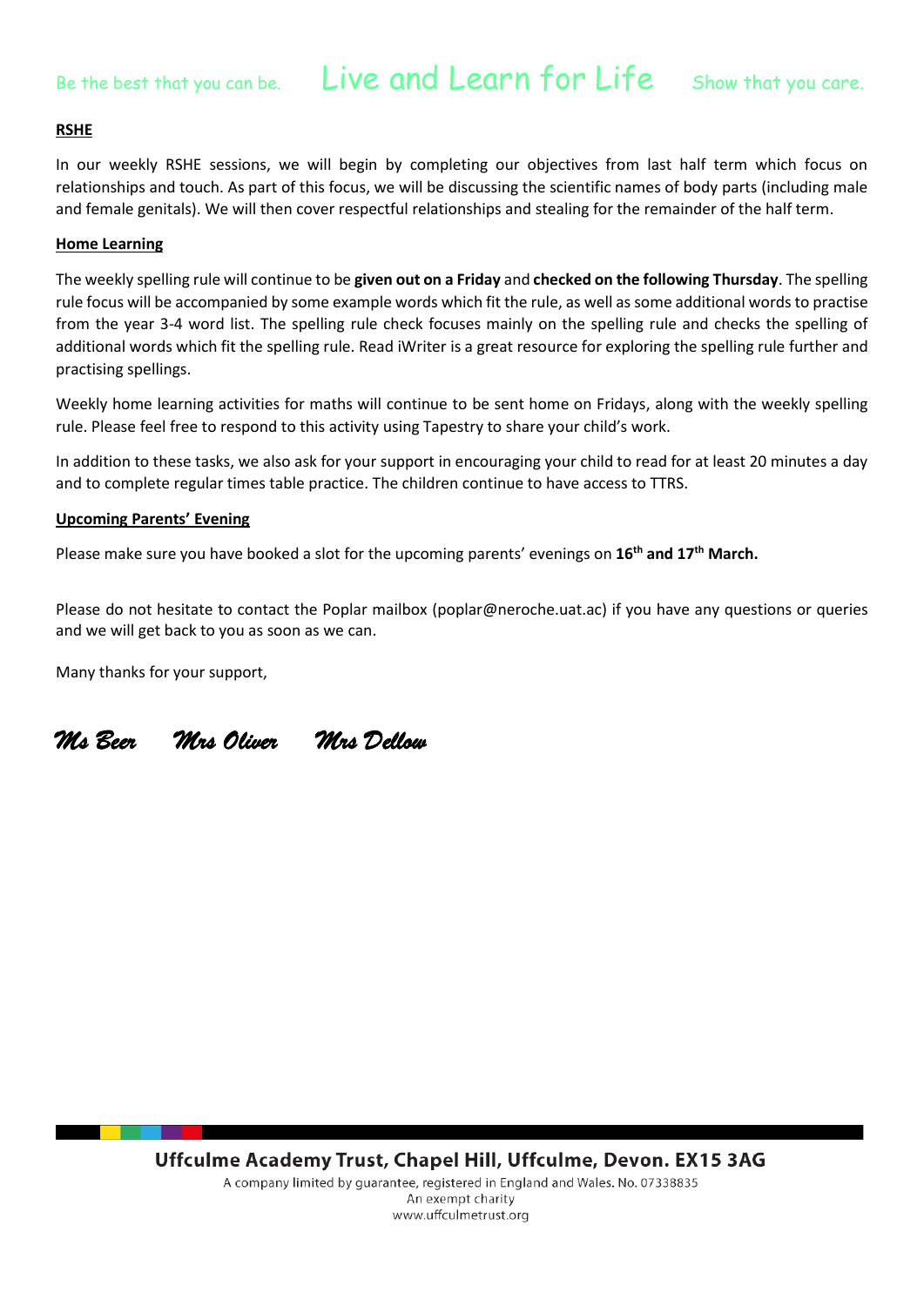## RSHE

In our weekly RSHE sessions, we will begin by completing our objectives from last half term which focus on relationships and touch. As part of this focus, we will be discussing the scientific names of body parts (including male and female genitals). We will then cover respectful relationships and stealing for the remainder of the half term.

## Home Learning

The weekly spelling rule will continue to be **given out on a Friday** and **checked on the following Thursday**. The spelling rule focus will be accompanied by some example words which fit the rule, as well as some additional words to practise from the year 3-4 word list. The spelling rule check focuses mainly on the spelling rule and checks the spelling of additional words which fit the spelling rule. Read iWriter is a great resource for exploring the spelling rule further and practising spellings.

Weekly home learning activities for maths will continue to be sent home on Fridays, along with the weekly spelling rule. Please feel free to respond to this activity using Tapestry to share your child's work.

In addition to these tasks, we also ask for your support in encouraging your child to read for at least 20 minutes a day and to complete regular times table practice. The children continue to have access to TTRS.

## Upcoming Parents' Evening

Please make sure you have booked a slot for the upcoming parents' evenings on **16th and 17th March.**

Please do not hesitate to contact the Poplar mailbox (poplar@neroche.uat.ac) if you have any questions or queries and we will get back to you as soon as we can.

Many thanks for your support,

*Ms Beer    Mrs Oliver    Mrs Dellow*